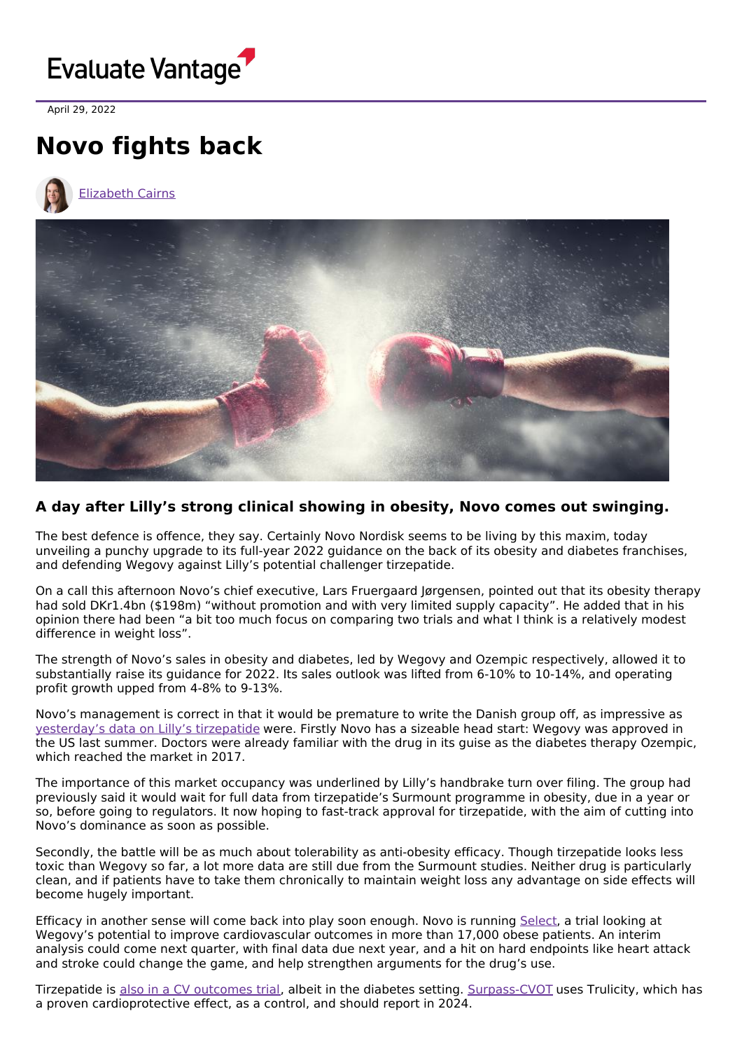April 29, 2022

# Novo fights back

Elizabeth Cairns

### A day after Lilly's strong clinical showing in obesity, Novo comes out swinging.

The best defence is offence, they say. Certainly Novo Nordisk seems to be living by this maxim, today unveiling a punchy upgrade to its full-year 2022 guidance on the back of its obesity and diabetes franchises, and defending Wegovy against Lilly's potential challenger tirzepatide.

On a call this afternoon Novo's chief executive, Lars Fruergaard Jørgensen, pointed out that its obesity therapy had sold DKr1.4bn ($198m) "without promotion and with very limited supply capacity". He added that in his opinion there had been "a bit too much focus on comparing two trials and what I think is a relatively modest difference in weight loss".

The strength of Novo's sales in obesity and diabetes, led by Wegovy and Ozempic respectively, allowed it to substantially raise its guidance for 2022. Its sales outlook was lifted from 6-10% to 10-14%, and operating profit growth upped from 4-8% to 9-13%.

Novo's management is correct in that it would be premature to write the Danish group off, as impressive as yesterday's data on Lilly's tirzepatide were. Firstly Novo has a sizeable head start: Wegovy was approved in the US last summer. Doctors were already familiar with the drug in its guise as the diabetes therapy Ozempic, which reached the market in 2017.

The importance of this market occupancy was underlined by Lilly's handbrake turn over filing. The group had previously said it would wait for full data from tirzepatide's Surmount programme in obesity, due in a year or so, before going to regulators. It now hoping to fast-track approval for tirzepatide, with the aim of cutting into Novo's dominance as soon as possible.

Secondly, the battle will be as much about tolerability as anti-obesity efficacy. Though tirzepatide looks less toxic than Wegovy so far, a lot more data are still due from the Surmount studies. Neither drug is particularly clean, and if patients have to take them chronically to maintain weight loss any advantage on side effects will become hugely important.

Efficacy in another sense will come back into play soon enough. Novo is running Select, a trial looking at Wegovy's potential to improve cardiovascular outcomes in more than 17,000 obese patients. An interim analysis could come next quarter, with final data due next year, and a hit on hard endpoints like heart attack and stroke could change the game, and help strengthen arguments for the drug's use.

Tirzepatide is also in a CV outcomes trial, albeit in the diabetes setting. Surpass-CVOT uses Trulicity, which has a proven cardioprotective effect, as a control, and should report in 2024.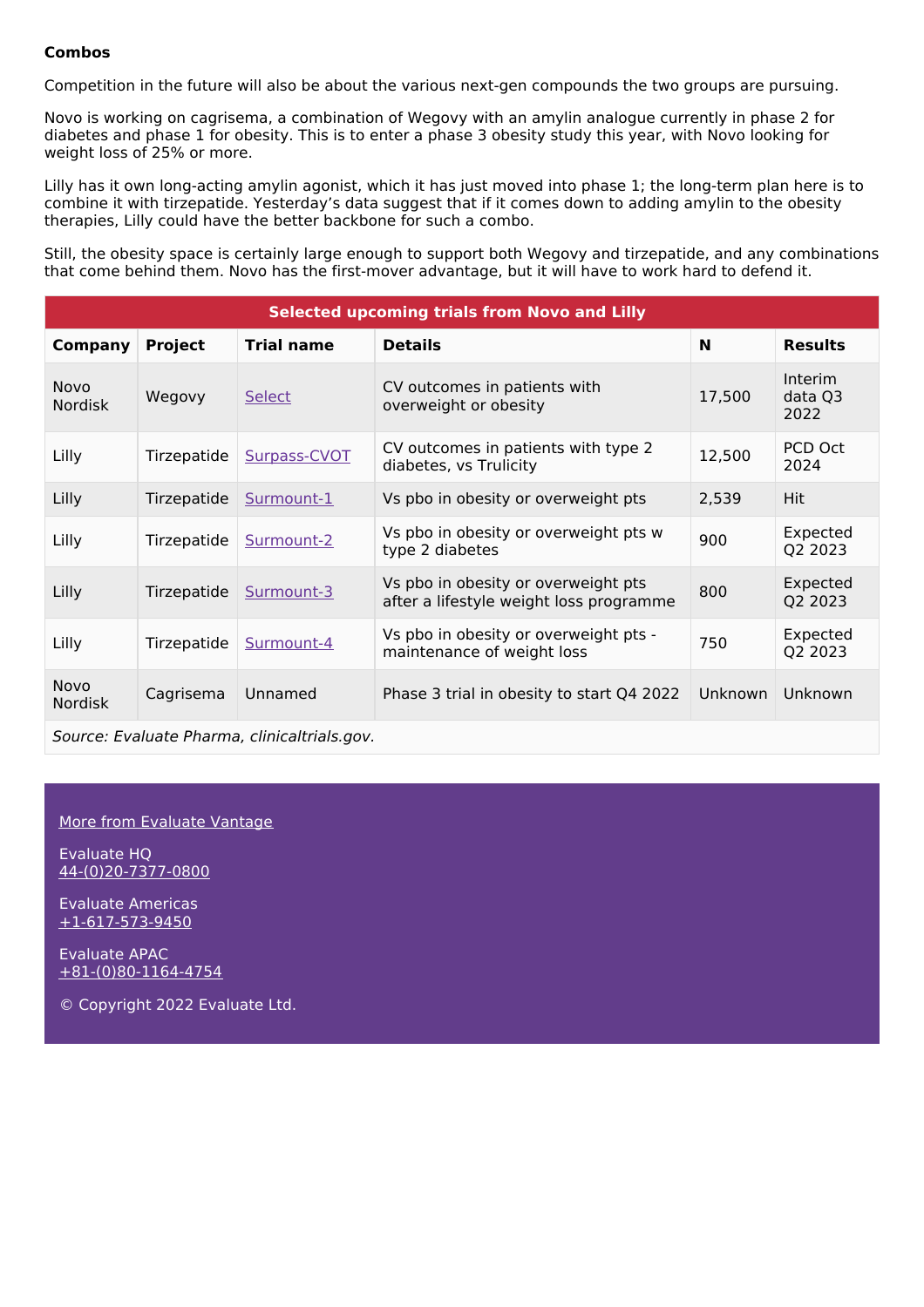**Combos**

Competition in the future will also be about the various next-gen compounds the two groups are pursuing.

Novo is working on cagrisema, a combination of Wegovy with an amylin analogue currently in phase 2 for diabetes and phase 1 for obesity. This is to enter a phase 3 obesity study this year, with Novo looking for weight loss of 25% or more.

Lilly has it own long-acting amylin agonist, which it has just moved into phase 1; the long-term plan here is to combine it with tirzepatide. Yesterday's data suggest that if it comes down to adding amylin to the obesity therapies, Lilly could have the better backbone for such a combo.

Still, the obesity space is certainly large enough to support both Wegovy and tirzepatide, and any combinations that come behind them. Novo has the first-mover advantage, but it will have to work hard to defend it.

**Selected upcoming trials from Novo and Lilly**

| Company | Project | Trial name | Details | N | Results |
|---|---|---|---|---|---|
| Novo Nordisk | Wegovy | Select | CV outcomes in patients with overweight or obesity | 17,500 | Interim data Q3 2022 |
| Lilly | Tirzepatide | Surpass-CVOT | CV outcomes in patients with type 2 diabetes, vs Trulicity | 12,500 | PCD Oct 2024 |
| Lilly | Tirzepatide | Surmount-1 | Vs pbo in obesity or overweight pts | 2,539 | Hit |
| Lilly | Tirzepatide | Surmount-2 | Vs pbo in obesity or overweight pts w type 2 diabetes | 900 | Expected Q2 2023 |
| Lilly | Tirzepatide | Surmount-3 | Vs pbo in obesity or overweight pts after a lifestyle weight loss programme | 800 | Expected Q2 2023 |
| Lilly | Tirzepatide | Surmount-4 | Vs pbo in obesity or overweight pts - maintenance of weight loss | 750 | Expected Q2 2023 |
| Novo Nordisk | Cagrisema | Unnamed | Phase 3 trial in obesity to start Q4 2022 | Unknown | Unknown |

*Source: Evaluate Pharma, clinicaltrials.gov.*

More from Evaluate Vantage

Evaluate HQ
44-(0)20-7377-0800

Evaluate Americas
+1-617-573-9450

Evaluate APAC
+81-(0)80-1164-4754

© Copyright 2022 Evaluate Ltd.